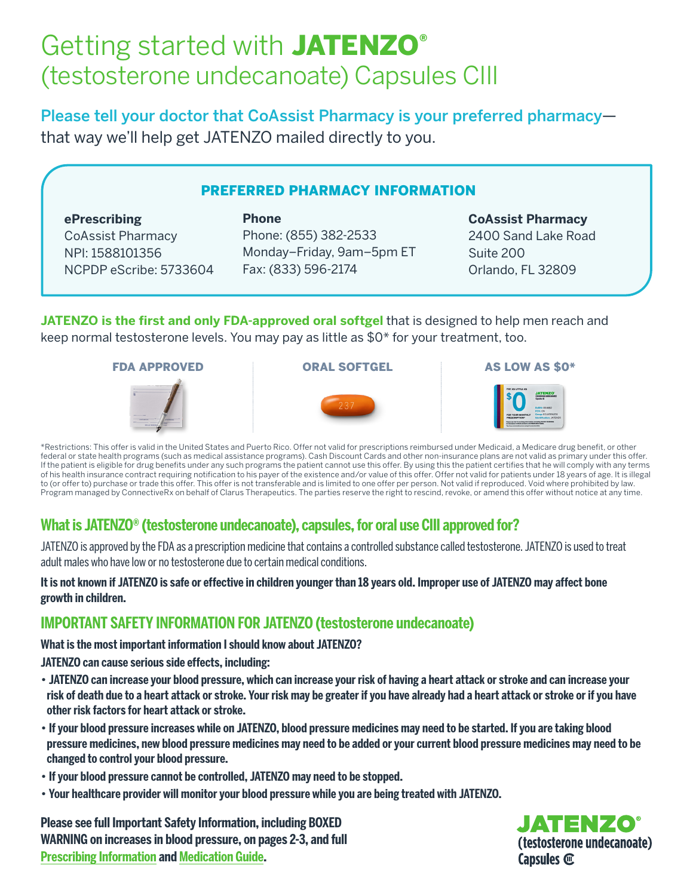# Getting started with **JATENZO**® (testosterone undecanoate) Capsules CIII

**Please tell your doctor that CoAssist Pharmacy is your preferred pharmacy**—that way we'll help get JATENZO mailed directly to you.

## PREFERRED PHARMACY INFORMATION

**ePrescribing**
CoAssist Pharmacy
NPI: 1588101356
NCPDP eScribe: 5733604

**Phone**
Phone: (855) 382-2533
Monday–Friday, 9am–5pm ET
Fax: (833) 596-2174

**CoAssist Pharmacy**
2400 Sand Lake Road
Suite 200
Orlando, FL 32809

**JATENZO is the first and only FDA-approved oral softgel** that is designed to help men reach and keep normal testosterone levels. You may pay as little as $0* for your treatment, too.

**FDA APPROVED** | **ORAL SOFTGEL** | **AS LOW AS $0***

*Restrictions: This offer is valid in the United States and Puerto Rico. Offer not valid for prescriptions reimbursed under Medicaid, a Medicare drug benefit, or other federal or state health programs (such as medical assistance programs). Cash Discount Cards and other non-insurance plans are not valid as primary under this offer. If the patient is eligible for drug benefits under any such programs the patient cannot use this offer. By using this the patient certifies that he will comply with any terms of his health insurance contract requiring notification to his payer of the existence and/or value of this offer. Offer not valid for patients under 18 years of age. It is illegal to (or offer to) purchase or trade this offer. This offer is not transferable and is limited to one offer per person. Not valid if reproduced. Void where prohibited by law. Program managed by ConnectiveRx on behalf of Clarus Therapeutics. The parties reserve the right to rescind, revoke, or amend this offer without notice at any time.

## What is JATENZO® (testosterone undecanoate), capsules, for oral use CIII approved for?

JATENZO is approved by the FDA as a prescription medicine that contains a controlled substance called testosterone. JATENZO is used to treat adult males who have low or no testosterone due to certain medical conditions.

**It is not known if JATENZO is safe or effective in children younger than 18 years old. Improper use of JATENZO may affect bone growth in children.**

## IMPORTANT SAFETY INFORMATION FOR JATENZO (testosterone undecanoate)

**What is the most important information I should know about JATENZO?**

**JATENZO can cause serious side effects, including:**

- **JATENZO can increase your blood pressure, which can increase your risk of having a heart attack or stroke and can increase your risk of death due to a heart attack or stroke. Your risk may be greater if you have already had a heart attack or stroke or if you have other risk factors for heart attack or stroke.**
- **If your blood pressure increases while on JATENZO, blood pressure medicines may need to be started. If you are taking blood pressure medicines, new blood pressure medicines may need to be added or your current blood pressure medicines may need to be changed to control your blood pressure.**
- **If your blood pressure cannot be controlled, JATENZO may need to be stopped.**
- **Your healthcare provider will monitor your blood pressure while you are being treated with JATENZO.**

**Please see full Important Safety Information, including BOXED WARNING on increases in blood pressure, on pages 2-3, and full Prescribing Information and Medication Guide.**

**JATENZO**® (testosterone undecanoate) Capsules CIII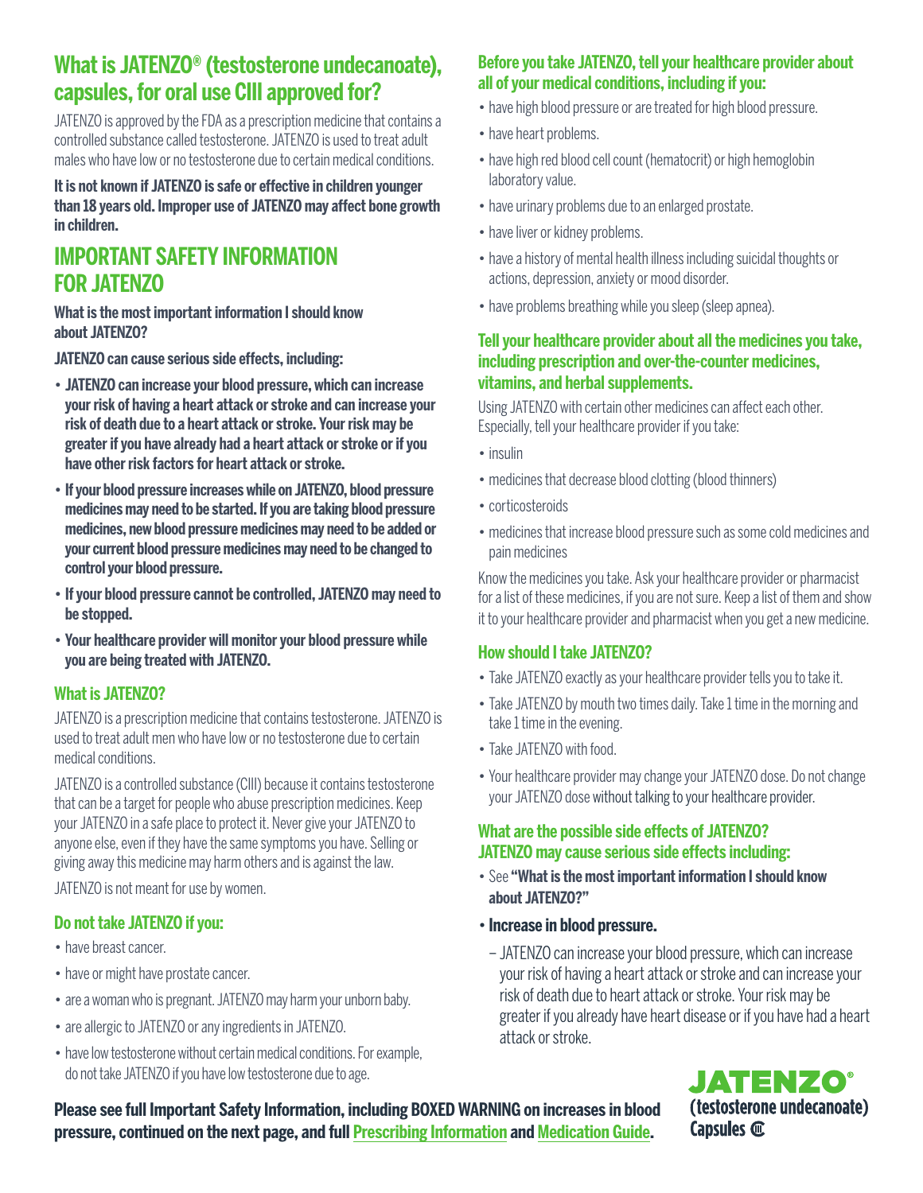## What is JATENZO® (testosterone undecanoate), capsules, for oral use CIII approved for?

JATENZO is approved by the FDA as a prescription medicine that contains a controlled substance called testosterone. JATENZO is used to treat adult males who have low or no testosterone due to certain medical conditions.

**It is not known if JATENZO is safe or effective in children younger than 18 years old. Improper use of JATENZO may affect bone growth in children.**

## IMPORTANT SAFETY INFORMATION FOR JATENZO

**What is the most important information I should know about JATENZO?**

**JATENZO can cause serious side effects, including:**

- **JATENZO can increase your blood pressure, which can increase your risk of having a heart attack or stroke and can increase your risk of death due to a heart attack or stroke. Your risk may be greater if you have already had a heart attack or stroke or if you have other risk factors for heart attack or stroke.**
- **If your blood pressure increases while on JATENZO, blood pressure medicines may need to be started. If you are taking blood pressure medicines, new blood pressure medicines may need to be added or your current blood pressure medicines may need to be changed to control your blood pressure.**
- **If your blood pressure cannot be controlled, JATENZO may need to be stopped.**
- **Your healthcare provider will monitor your blood pressure while you are being treated with JATENZO.**

### What is JATENZO?

JATENZO is a prescription medicine that contains testosterone. JATENZO is used to treat adult men who have low or no testosterone due to certain medical conditions.

JATENZO is a controlled substance (CIII) because it contains testosterone that can be a target for people who abuse prescription medicines. Keep your JATENZO in a safe place to protect it. Never give your JATENZO to anyone else, even if they have the same symptoms you have. Selling or giving away this medicine may harm others and is against the law.

JATENZO is not meant for use by women.

### Do not take JATENZO if you:

- have breast cancer.
- have or might have prostate cancer.
- are a woman who is pregnant. JATENZO may harm your unborn baby.
- are allergic to JATENZO or any ingredients in JATENZO.
- have low testosterone without certain medical conditions. For example, do not take JATENZO if you have low testosterone due to age.

### Before you take JATENZO, tell your healthcare provider about all of your medical conditions, including if you:

- have high blood pressure or are treated for high blood pressure.
- have heart problems.
- have high red blood cell count (hematocrit) or high hemoglobin laboratory value.
- have urinary problems due to an enlarged prostate.
- have liver or kidney problems.
- have a history of mental health illness including suicidal thoughts or actions, depression, anxiety or mood disorder.
- have problems breathing while you sleep (sleep apnea).

### Tell your healthcare provider about all the medicines you take, including prescription and over-the-counter medicines, vitamins, and herbal supplements.

Using JATENZO with certain other medicines can affect each other. Especially, tell your healthcare provider if you take:

- insulin
- medicines that decrease blood clotting (blood thinners)
- corticosteroids
- medicines that increase blood pressure such as some cold medicines and pain medicines

Know the medicines you take. Ask your healthcare provider or pharmacist for a list of these medicines, if you are not sure. Keep a list of them and show it to your healthcare provider and pharmacist when you get a new medicine.

### How should I take JATENZO?

- Take JATENZO exactly as your healthcare provider tells you to take it.
- Take JATENZO by mouth two times daily. Take 1 time in the morning and take 1 time in the evening.
- Take JATENZO with food.
- Your healthcare provider may change your JATENZO dose. Do not change your JATENZO dose without talking to your healthcare provider.

### What are the possible side effects of JATENZO? JATENZO may cause serious side effects including:

- See **"What is the most important information I should know about JATENZO?"**
- **Increase in blood pressure.**
  - JATENZO can increase your blood pressure, which can increase your risk of having a heart attack or stroke and can increase your risk of death due to heart attack or stroke. Your risk may be greater if you already have heart disease or if you have had a heart attack or stroke.

**Please see full Important Safety Information, including BOXED WARNING on increases in blood pressure, continued on the next page, and full Prescribing Information and Medication Guide.**

JATENZO® (testosterone undecanoate) Capsules CIII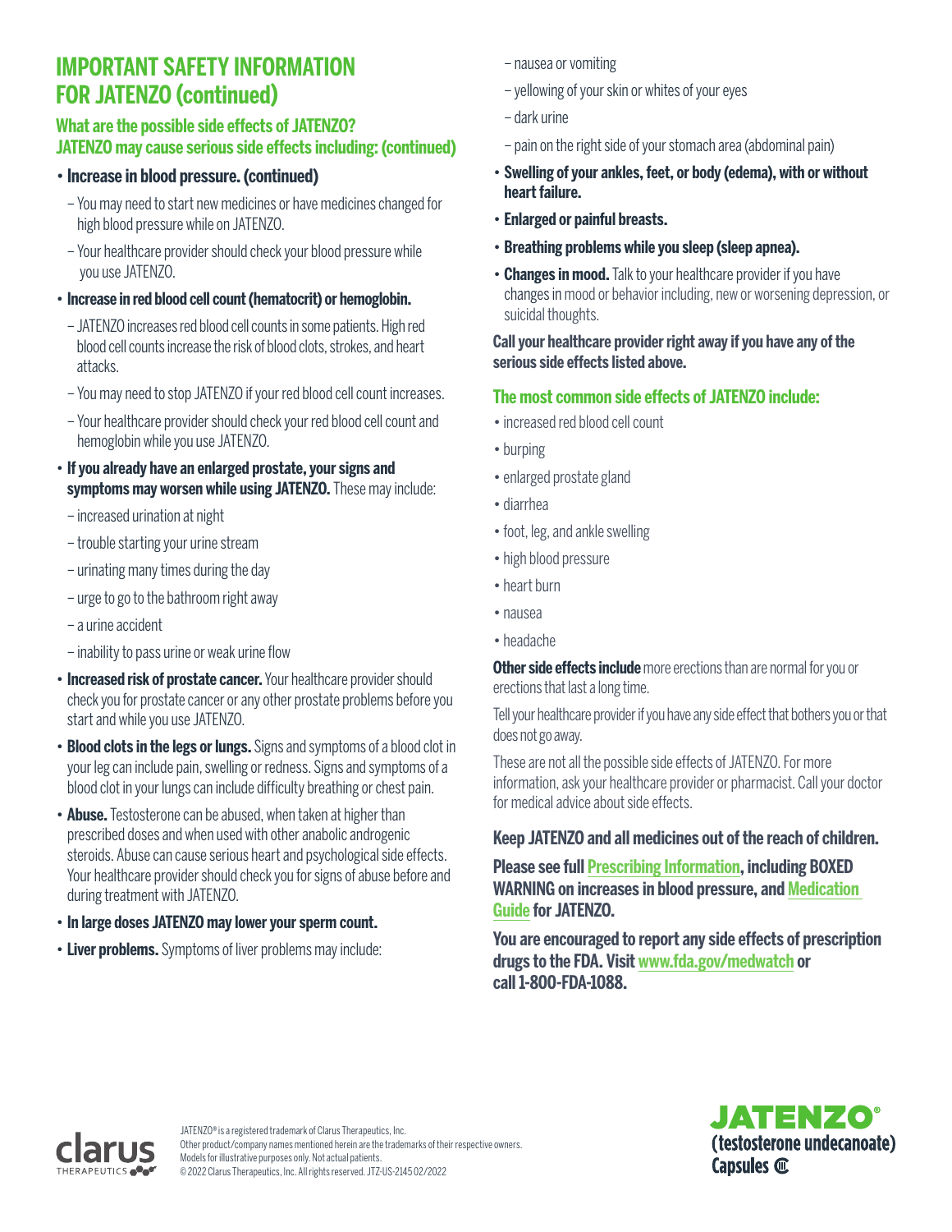## IMPORTANT SAFETY INFORMATION FOR JATENZO (continued)

### What are the possible side effects of JATENZO? JATENZO may cause serious side effects including: (continued)

- **Increase in blood pressure. (continued)**
  - You may need to start new medicines or have medicines changed for high blood pressure while on JATENZO.
  - Your healthcare provider should check your blood pressure while you use JATENZO.
- **Increase in red blood cell count (hematocrit) or hemoglobin.**
  - JATENZO increases red blood cell counts in some patients. High red blood cell counts increase the risk of blood clots, strokes, and heart attacks.
  - You may need to stop JATENZO if your red blood cell count increases.
  - Your healthcare provider should check your red blood cell count and hemoglobin while you use JATENZO.
- **If you already have an enlarged prostate, your signs and symptoms may worsen while using JATENZO.** These may include:
  - increased urination at night
  - trouble starting your urine stream
  - urinating many times during the day
  - urge to go to the bathroom right away
  - a urine accident
  - inability to pass urine or weak urine flow
- **Increased risk of prostate cancer.** Your healthcare provider should check you for prostate cancer or any other prostate problems before you start and while you use JATENZO.
- **Blood clots in the legs or lungs.** Signs and symptoms of a blood clot in your leg can include pain, swelling or redness. Signs and symptoms of a blood clot in your lungs can include difficulty breathing or chest pain.
- **Abuse.** Testosterone can be abused, when taken at higher than prescribed doses and when used with other anabolic androgenic steroids. Abuse can cause serious heart and psychological side effects. Your healthcare provider should check you for signs of abuse before and during treatment with JATENZO.
- **In large doses JATENZO may lower your sperm count.**
- **Liver problems.** Symptoms of liver problems may include:
  - nausea or vomiting
  - yellowing of your skin or whites of your eyes
  - dark urine
  - pain on the right side of your stomach area (abdominal pain)
- **Swelling of your ankles, feet, or body (edema), with or without heart failure.**
- **Enlarged or painful breasts.**
- **Breathing problems while you sleep (sleep apnea).**
- **Changes in mood.** Talk to your healthcare provider if you have changes in mood or behavior including, new or worsening depression, or suicidal thoughts.

**Call your healthcare provider right away if you have any of the serious side effects listed above.**

### The most common side effects of JATENZO include:

- increased red blood cell count
- burping
- enlarged prostate gland
- diarrhea
- foot, leg, and ankle swelling
- high blood pressure
- heart burn
- nausea
- headache

**Other side effects include** more erections than are normal for you or erections that last a long time.

Tell your healthcare provider if you have any side effect that bothers you or that does not go away.

These are not all the possible side effects of JATENZO. For more information, ask your healthcare provider or pharmacist. Call your doctor for medical advice about side effects.

**Keep JATENZO and all medicines out of the reach of children.**

**Please see full Prescribing Information, including BOXED WARNING on increases in blood pressure, and Medication Guide for JATENZO.**

**You are encouraged to report any side effects of prescription drugs to the FDA. Visit www.fda.gov/medwatch or call 1-800-FDA-1088.**

JATENZO® is a registered trademark of Clarus Therapeutics, Inc.
Other product/company names mentioned herein are the trademarks of their respective owners.
Models for illustrative purposes only. Not actual patients.
© 2022 Clarus Therapeutics, Inc. All rights reserved. JTZ-US-2145 02/2022

clarus THERAPEUTICS

JATENZO® (testosterone undecanoate) Capsules CIII